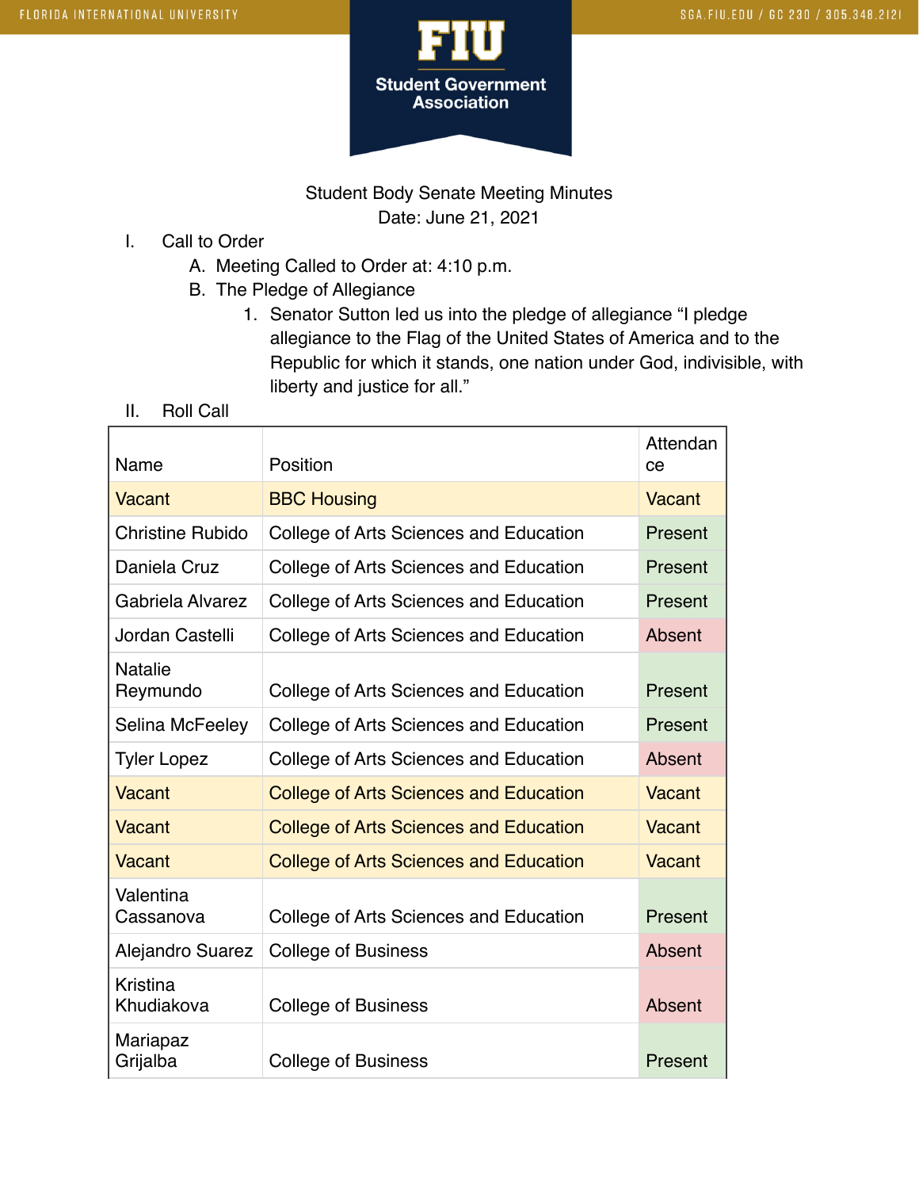Student Body Senate Meeting Minutes
Date: June 21, 2021

I. Call to Order
   A. Meeting Called to Order at: 4:10 p.m.
   B. The Pledge of Allegiance
      1. Senator Sutton led us into the pledge of allegiance "I pledge allegiance to the Flag of the United States of America and to the Republic for which it stands, one nation under God, indivisible, with liberty and justice for all."

II. Roll Call

| Name | Position | Attendance |
|---|---|---|
| Vacant | BBC Housing | Vacant |
| Christine Rubido | College of Arts Sciences and Education | Present |
| Daniela Cruz | College of Arts Sciences and Education | Present |
| Gabriela Alvarez | College of Arts Sciences and Education | Present |
| Jordan Castelli | College of Arts Sciences and Education | Absent |
| Natalie Reymundo | College of Arts Sciences and Education | Present |
| Selina McFeeley | College of Arts Sciences and Education | Present |
| Tyler Lopez | College of Arts Sciences and Education | Absent |
| Vacant | College of Arts Sciences and Education | Vacant |
| Vacant | College of Arts Sciences and Education | Vacant |
| Vacant | College of Arts Sciences and Education | Vacant |
| Valentina Cassanova | College of Arts Sciences and Education | Present |
| Alejandro Suarez | College of Business | Absent |
| Kristina Khudiakova | College of Business | Absent |
| Mariapaz Grijalba | College of Business | Present |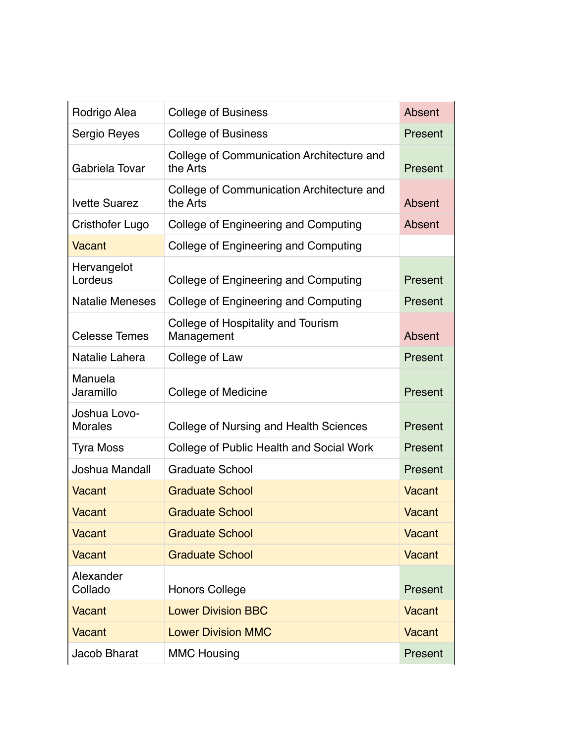| | | |
|---|---|---|
| Rodrigo Alea | College of Business | Absent |
| Sergio Reyes | College of Business | Present |
| Gabriela Tovar | College of Communication Architecture and the Arts | Present |
| Ivette Suarez | College of Communication Architecture and the Arts | Absent |
| Cristhofer Lugo | College of Engineering and Computing | Absent |
| Vacant | College of Engineering and Computing | |
| Hervangelot Lordeus | College of Engineering and Computing | Present |
| Natalie Meneses | College of Engineering and Computing | Present |
| Celesse Temes | College of Hospitality and Tourism Management | Absent |
| Natalie Lahera | College of Law | Present |
| Manuela Jaramillo | College of Medicine | Present |
| Joshua Lovo-Morales | College of Nursing and Health Sciences | Present |
| Tyra Moss | College of Public Health and Social Work | Present |
| Joshua Mandall | Graduate School | Present |
| Vacant | Graduate School | Vacant |
| Vacant | Graduate School | Vacant |
| Vacant | Graduate School | Vacant |
| Vacant | Graduate School | Vacant |
| Alexander Collado | Honors College | Present |
| Vacant | Lower Division BBC | Vacant |
| Vacant | Lower Division MMC | Vacant |
| Jacob Bharat | MMC Housing | Present |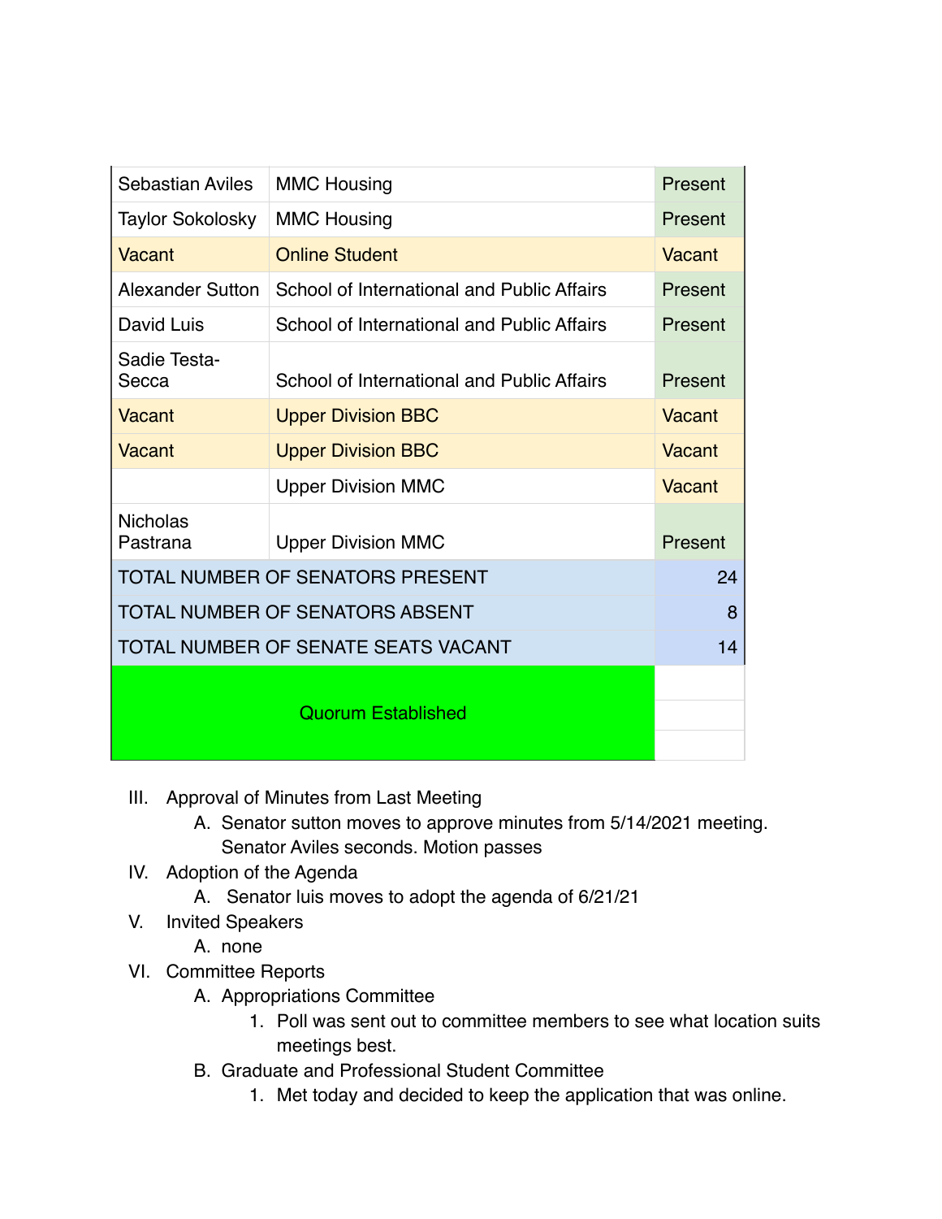| Sebastian Aviles | MMC Housing | Present |
|---|---|---|
| Taylor Sokolosky | MMC Housing | Present |
| Vacant | Online Student | Vacant |
| Alexander Sutton | School of International and Public Affairs | Present |
| David Luis | School of International and Public Affairs | Present |
| Sadie Testa-Secca | School of International and Public Affairs | Present |
| Vacant | Upper Division BBC | Vacant |
| Vacant | Upper Division BBC | Vacant |
| | Upper Division MMC | Vacant |
| Nicholas Pastrana | Upper Division MMC | Present |
| TOTAL NUMBER OF SENATORS PRESENT | | 24 |
| TOTAL NUMBER OF SENATORS ABSENT | | 8 |
| TOTAL NUMBER OF SENATE SEATS VACANT | | 14 |
| Quorum Established | | |

III. Approval of Minutes from Last Meeting
   A. Senator sutton moves to approve minutes from 5/14/2021 meeting. Senator Aviles seconds. Motion passes

IV. Adoption of the Agenda
   A. Senator luis moves to adopt the agenda of 6/21/21

V. Invited Speakers
   A. none

VI. Committee Reports
   A. Appropriations Committee
      1. Poll was sent out to committee members to see what location suits meetings best.
   B. Graduate and Professional Student Committee
      1. Met today and decided to keep the application that was online.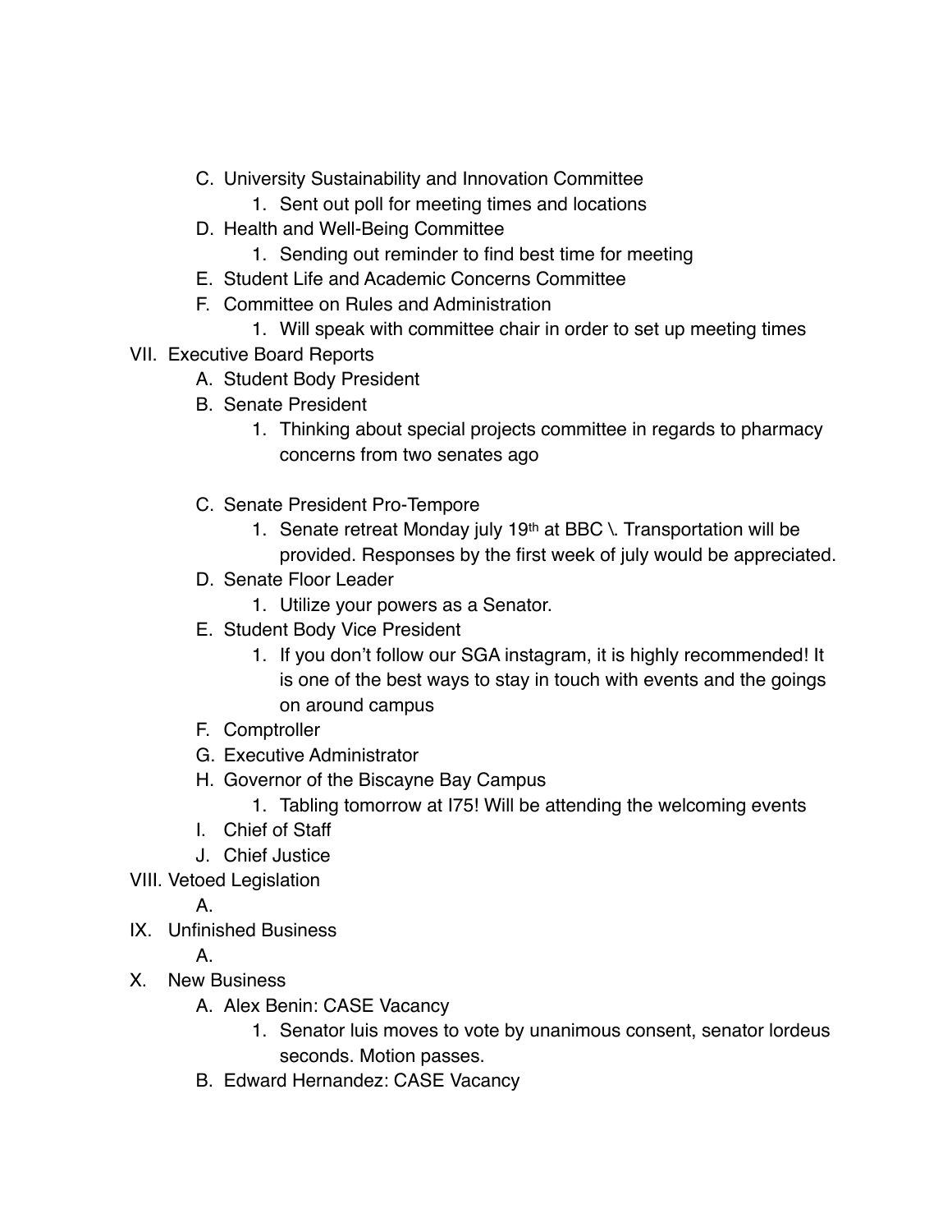C. University Sustainability and Innovation Committee
    1. Sent out poll for meeting times and locations
D. Health and Well-Being Committee
    1. Sending out reminder to find best time for meeting
E. Student Life and Academic Concerns Committee
F. Committee on Rules and Administration
    1. Will speak with committee chair in order to set up meeting times

VII. Executive Board Reports
   A. Student Body President
   B. Senate President
      1. Thinking about special projects committee in regards to pharmacy concerns from two senates ago
   C. Senate President Pro-Tempore
      1. Senate retreat Monday july 19th at BBC \. Transportation will be provided. Responses by the first week of july would be appreciated.
   D. Senate Floor Leader
      1. Utilize your powers as a Senator.
   E. Student Body Vice President
      1. If you don't follow our SGA instagram, it is highly recommended! It is one of the best ways to stay in touch with events and the goings on around campus
   F. Comptroller
   G. Executive Administrator
   H. Governor of the Biscayne Bay Campus
      1. Tabling tomorrow at I75! Will be attending the welcoming events
   I. Chief of Staff
   J. Chief Justice

VIII. Vetoed Legislation
   A.

IX. Unfinished Business
   A.

X. New Business
   A. Alex Benin: CASE Vacancy
      1. Senator luis moves to vote by unanimous consent, senator lordeus seconds. Motion passes.
   B. Edward Hernandez: CASE Vacancy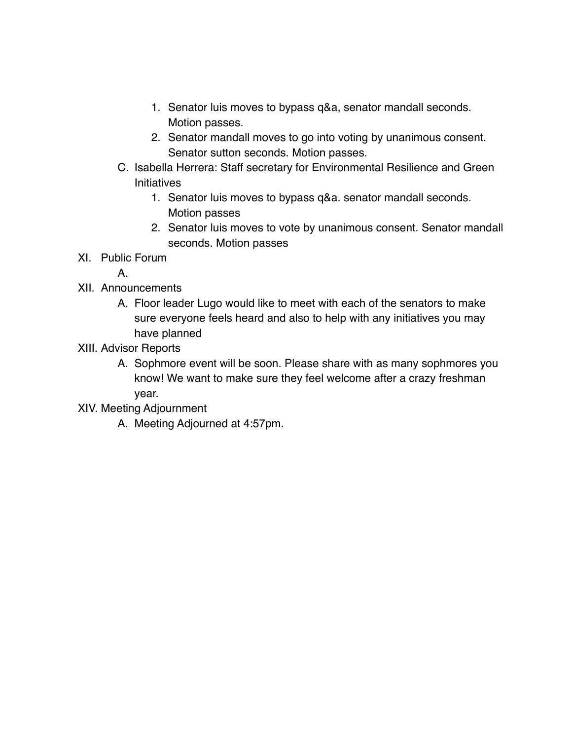1. Senator luis moves to bypass q&a, senator mandall seconds. Motion passes.
      2. Senator mandall moves to go into voting by unanimous consent. Senator sutton seconds. Motion passes.
   C. Isabella Herrera: Staff secretary for Environmental Resilience and Green Initiatives
      1. Senator luis moves to bypass q&a. senator mandall seconds. Motion passes
      2. Senator luis moves to vote by unanimous consent. Senator mandall seconds. Motion passes

XI. Public Forum
   A.

XII. Announcements
   A. Floor leader Lugo would like to meet with each of the senators to make sure everyone feels heard and also to help with any initiatives you may have planned

XIII. Advisor Reports
   A. Sophmore event will be soon. Please share with as many sophmores you know! We want to make sure they feel welcome after a crazy freshman year.

XIV. Meeting Adjournment
   A. Meeting Adjourned at 4:57pm.